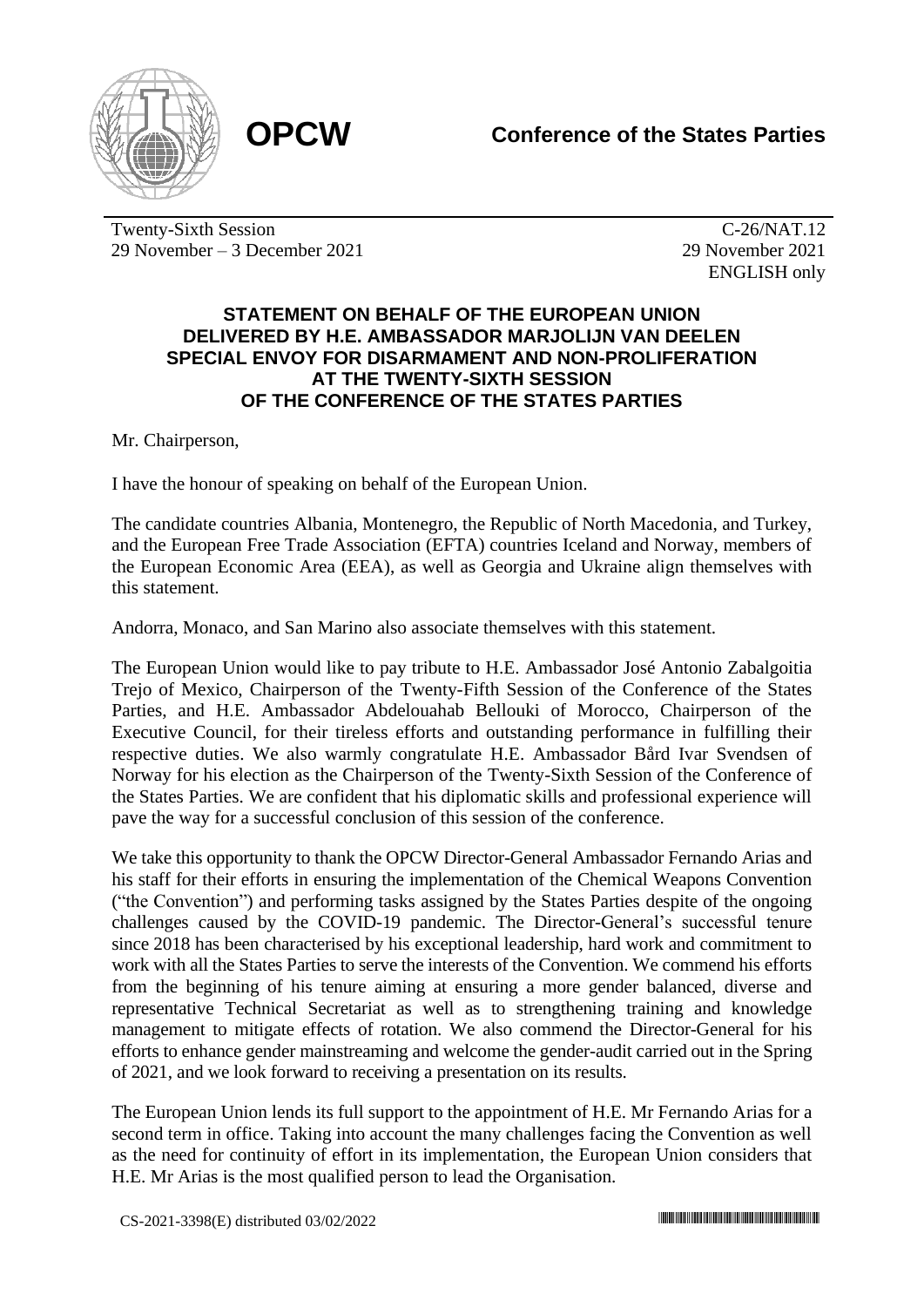**OPCW** **Conference of the States Parties**

Twenty-Sixth Session
29 November – 3 December 2021

C-26/NAT.12
29 November 2021
ENGLISH only

## STATEMENT ON BEHALF OF THE EUROPEAN UNION DELIVERED BY H.E. AMBASSADOR MARJOLIJN VAN DEELEN SPECIAL ENVOY FOR DISARMAMENT AND NON-PROLIFERATION AT THE TWENTY-SIXTH SESSION OF THE CONFERENCE OF THE STATES PARTIES

Mr. Chairperson,

I have the honour of speaking on behalf of the European Union.

The candidate countries Albania, Montenegro, the Republic of North Macedonia, and Turkey, and the European Free Trade Association (EFTA) countries Iceland and Norway, members of the European Economic Area (EEA), as well as Georgia and Ukraine align themselves with this statement.

Andorra, Monaco, and San Marino also associate themselves with this statement.

The European Union would like to pay tribute to H.E. Ambassador José Antonio Zabalgoitia Trejo of Mexico, Chairperson of the Twenty-Fifth Session of the Conference of the States Parties, and H.E. Ambassador Abdelouahab Bellouki of Morocco, Chairperson of the Executive Council, for their tireless efforts and outstanding performance in fulfilling their respective duties. We also warmly congratulate H.E. Ambassador Bård Ivar Svendsen of Norway for his election as the Chairperson of the Twenty-Sixth Session of the Conference of the States Parties. We are confident that his diplomatic skills and professional experience will pave the way for a successful conclusion of this session of the conference.

We take this opportunity to thank the OPCW Director-General Ambassador Fernando Arias and his staff for their efforts in ensuring the implementation of the Chemical Weapons Convention ("the Convention") and performing tasks assigned by the States Parties despite of the ongoing challenges caused by the COVID-19 pandemic. The Director-General's successful tenure since 2018 has been characterised by his exceptional leadership, hard work and commitment to work with all the States Parties to serve the interests of the Convention. We commend his efforts from the beginning of his tenure aiming at ensuring a more gender balanced, diverse and representative Technical Secretariat as well as to strengthening training and knowledge management to mitigate effects of rotation. We also commend the Director-General for his efforts to enhance gender mainstreaming and welcome the gender-audit carried out in the Spring of 2021, and we look forward to receiving a presentation on its results.

The European Union lends its full support to the appointment of H.E. Mr Fernando Arias for a second term in office. Taking into account the many challenges facing the Convention as well as the need for continuity of effort in its implementation, the European Union considers that H.E. Mr Arias is the most qualified person to lead the Organisation.

CS-2021-3398(E) distributed 03/02/2022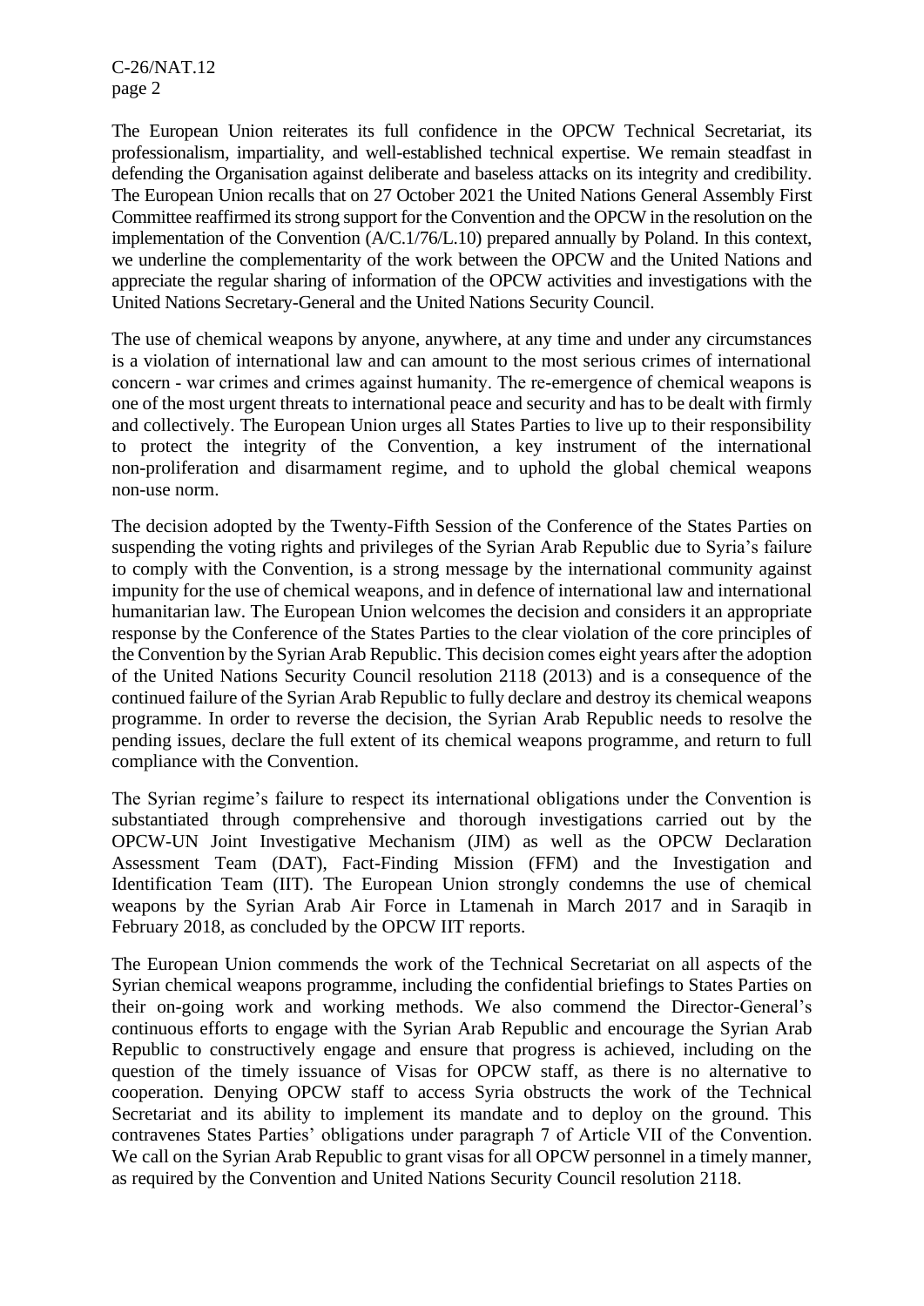The European Union reiterates its full confidence in the OPCW Technical Secretariat, its professionalism, impartiality, and well-established technical expertise. We remain steadfast in defending the Organisation against deliberate and baseless attacks on its integrity and credibility. The European Union recalls that on 27 October 2021 the United Nations General Assembly First Committee reaffirmed its strong support for the Convention and the OPCW in the resolution on the implementation of the Convention (A/C.1/76/L.10) prepared annually by Poland. In this context, we underline the complementarity of the work between the OPCW and the United Nations and appreciate the regular sharing of information of the OPCW activities and investigations with the United Nations Secretary-General and the United Nations Security Council.

The use of chemical weapons by anyone, anywhere, at any time and under any circumstances is a violation of international law and can amount to the most serious crimes of international concern - war crimes and crimes against humanity. The re-emergence of chemical weapons is one of the most urgent threats to international peace and security and has to be dealt with firmly and collectively. The European Union urges all States Parties to live up to their responsibility to protect the integrity of the Convention, a key instrument of the international non-proliferation and disarmament regime, and to uphold the global chemical weapons non-use norm.

The decision adopted by the Twenty-Fifth Session of the Conference of the States Parties on suspending the voting rights and privileges of the Syrian Arab Republic due to Syria's failure to comply with the Convention, is a strong message by the international community against impunity for the use of chemical weapons, and in defence of international law and international humanitarian law. The European Union welcomes the decision and considers it an appropriate response by the Conference of the States Parties to the clear violation of the core principles of the Convention by the Syrian Arab Republic. This decision comes eight years after the adoption of the United Nations Security Council resolution 2118 (2013) and is a consequence of the continued failure of the Syrian Arab Republic to fully declare and destroy its chemical weapons programme. In order to reverse the decision, the Syrian Arab Republic needs to resolve the pending issues, declare the full extent of its chemical weapons programme, and return to full compliance with the Convention.

The Syrian regime's failure to respect its international obligations under the Convention is substantiated through comprehensive and thorough investigations carried out by the OPCW-UN Joint Investigative Mechanism (JIM) as well as the OPCW Declaration Assessment Team (DAT), Fact-Finding Mission (FFM) and the Investigation and Identification Team (IIT). The European Union strongly condemns the use of chemical weapons by the Syrian Arab Air Force in Ltamenah in March 2017 and in Saraqib in February 2018, as concluded by the OPCW IIT reports.

The European Union commends the work of the Technical Secretariat on all aspects of the Syrian chemical weapons programme, including the confidential briefings to States Parties on their on-going work and working methods. We also commend the Director-General's continuous efforts to engage with the Syrian Arab Republic and encourage the Syrian Arab Republic to constructively engage and ensure that progress is achieved, including on the question of the timely issuance of Visas for OPCW staff, as there is no alternative to cooperation. Denying OPCW staff to access Syria obstructs the work of the Technical Secretariat and its ability to implement its mandate and to deploy on the ground. This contravenes States Parties' obligations under paragraph 7 of Article VII of the Convention. We call on the Syrian Arab Republic to grant visas for all OPCW personnel in a timely manner, as required by the Convention and United Nations Security Council resolution 2118.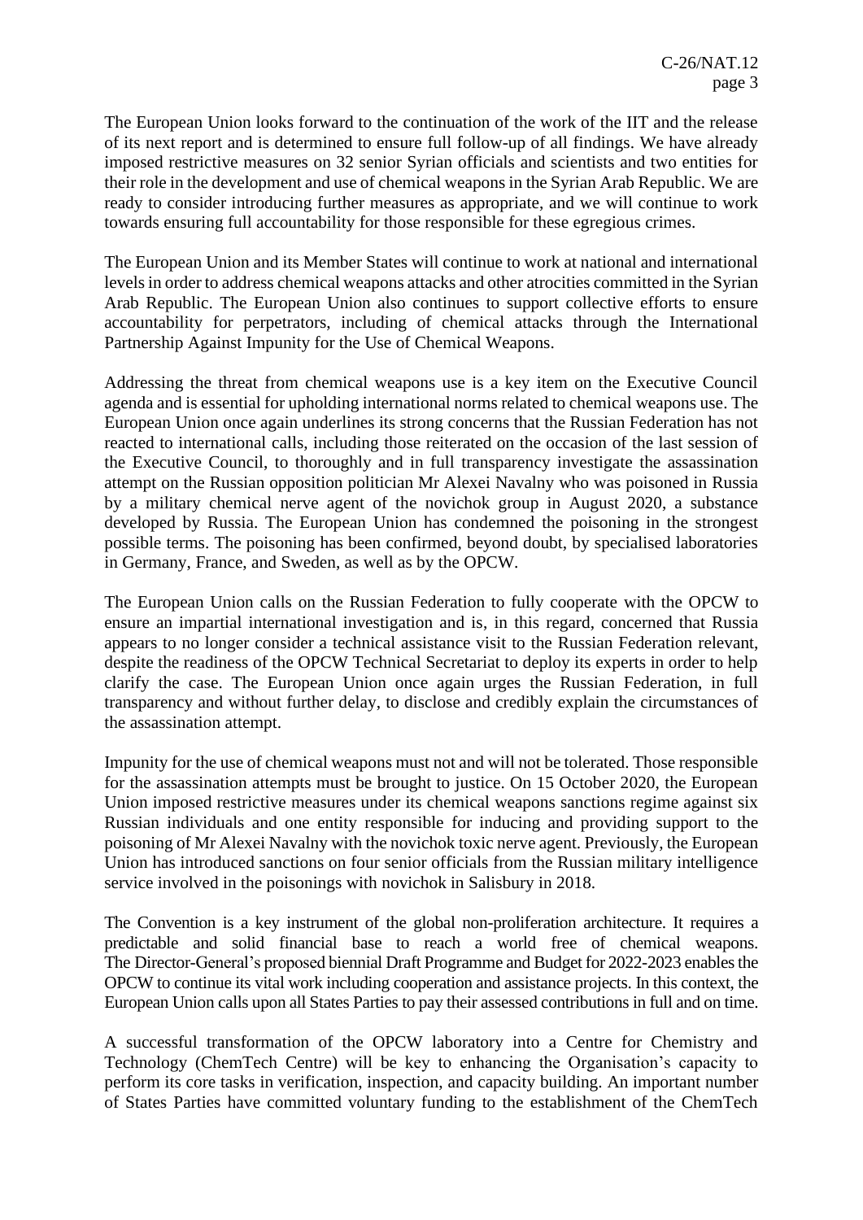The European Union looks forward to the continuation of the work of the IIT and the release of its next report and is determined to ensure full follow-up of all findings. We have already imposed restrictive measures on 32 senior Syrian officials and scientists and two entities for their role in the development and use of chemical weapons in the Syrian Arab Republic. We are ready to consider introducing further measures as appropriate, and we will continue to work towards ensuring full accountability for those responsible for these egregious crimes.

The European Union and its Member States will continue to work at national and international levels in order to address chemical weapons attacks and other atrocities committed in the Syrian Arab Republic. The European Union also continues to support collective efforts to ensure accountability for perpetrators, including of chemical attacks through the International Partnership Against Impunity for the Use of Chemical Weapons.

Addressing the threat from chemical weapons use is a key item on the Executive Council agenda and is essential for upholding international norms related to chemical weapons use. The European Union once again underlines its strong concerns that the Russian Federation has not reacted to international calls, including those reiterated on the occasion of the last session of the Executive Council, to thoroughly and in full transparency investigate the assassination attempt on the Russian opposition politician Mr Alexei Navalny who was poisoned in Russia by a military chemical nerve agent of the novichok group in August 2020, a substance developed by Russia. The European Union has condemned the poisoning in the strongest possible terms. The poisoning has been confirmed, beyond doubt, by specialised laboratories in Germany, France, and Sweden, as well as by the OPCW.

The European Union calls on the Russian Federation to fully cooperate with the OPCW to ensure an impartial international investigation and is, in this regard, concerned that Russia appears to no longer consider a technical assistance visit to the Russian Federation relevant, despite the readiness of the OPCW Technical Secretariat to deploy its experts in order to help clarify the case. The European Union once again urges the Russian Federation, in full transparency and without further delay, to disclose and credibly explain the circumstances of the assassination attempt.

Impunity for the use of chemical weapons must not and will not be tolerated. Those responsible for the assassination attempts must be brought to justice. On 15 October 2020, the European Union imposed restrictive measures under its chemical weapons sanctions regime against six Russian individuals and one entity responsible for inducing and providing support to the poisoning of Mr Alexei Navalny with the novichok toxic nerve agent. Previously, the European Union has introduced sanctions on four senior officials from the Russian military intelligence service involved in the poisonings with novichok in Salisbury in 2018.

The Convention is a key instrument of the global non-proliferation architecture. It requires a predictable and solid financial base to reach a world free of chemical weapons. The Director-General's proposed biennial Draft Programme and Budget for 2022-2023 enables the OPCW to continue its vital work including cooperation and assistance projects. In this context, the European Union calls upon all States Parties to pay their assessed contributions in full and on time.

A successful transformation of the OPCW laboratory into a Centre for Chemistry and Technology (ChemTech Centre) will be key to enhancing the Organisation's capacity to perform its core tasks in verification, inspection, and capacity building. An important number of States Parties have committed voluntary funding to the establishment of the ChemTech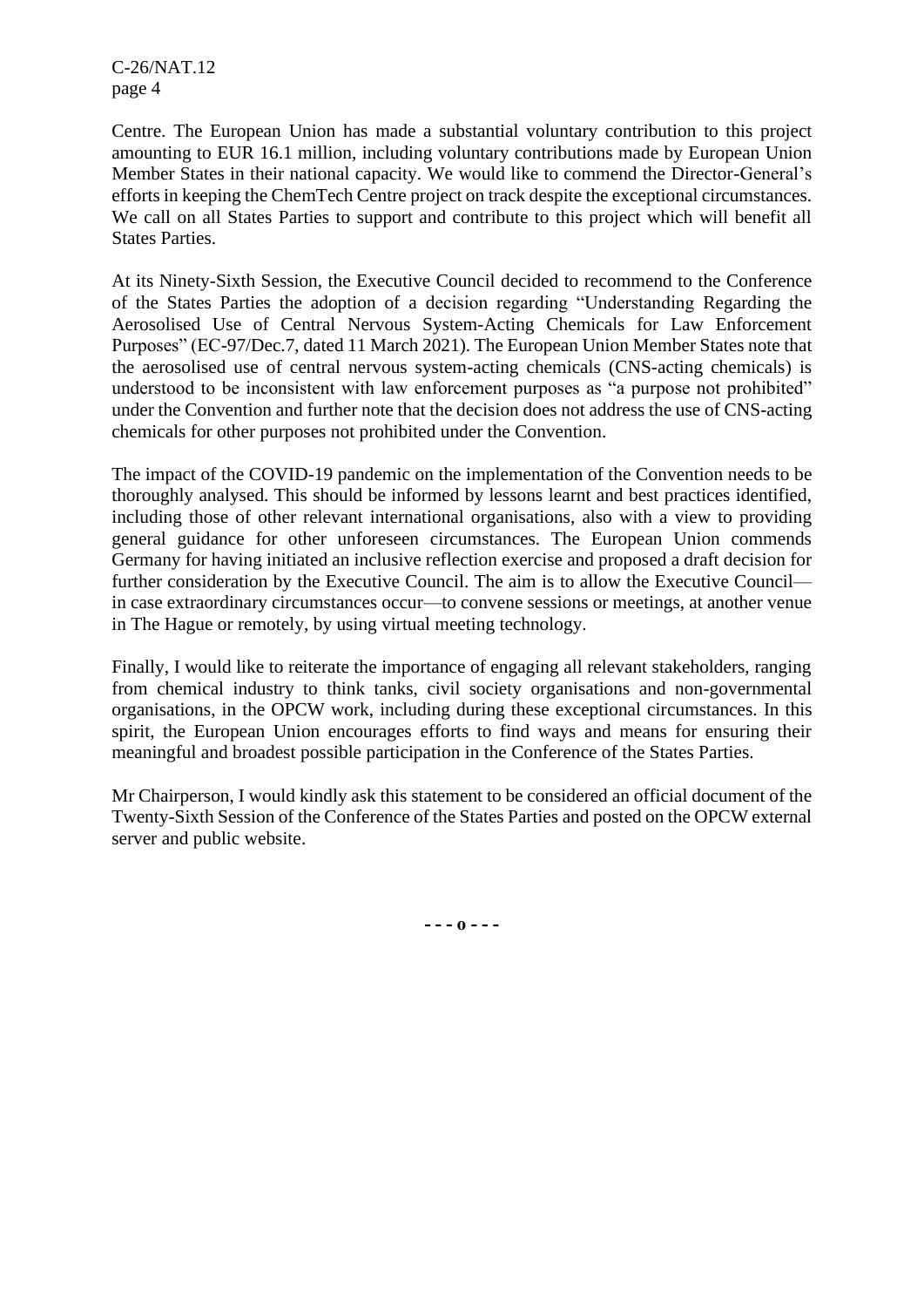Centre. The European Union has made a substantial voluntary contribution to this project amounting to EUR 16.1 million, including voluntary contributions made by European Union Member States in their national capacity. We would like to commend the Director-General's efforts in keeping the ChemTech Centre project on track despite the exceptional circumstances. We call on all States Parties to support and contribute to this project which will benefit all States Parties.

At its Ninety-Sixth Session, the Executive Council decided to recommend to the Conference of the States Parties the adoption of a decision regarding "Understanding Regarding the Aerosolised Use of Central Nervous System-Acting Chemicals for Law Enforcement Purposes" (EC-97/Dec.7, dated 11 March 2021). The European Union Member States note that the aerosolised use of central nervous system-acting chemicals (CNS-acting chemicals) is understood to be inconsistent with law enforcement purposes as "a purpose not prohibited" under the Convention and further note that the decision does not address the use of CNS-acting chemicals for other purposes not prohibited under the Convention.

The impact of the COVID-19 pandemic on the implementation of the Convention needs to be thoroughly analysed. This should be informed by lessons learnt and best practices identified, including those of other relevant international organisations, also with a view to providing general guidance for other unforeseen circumstances. The European Union commends Germany for having initiated an inclusive reflection exercise and proposed a draft decision for further consideration by the Executive Council. The aim is to allow the Executive Council—in case extraordinary circumstances occur—to convene sessions or meetings, at another venue in The Hague or remotely, by using virtual meeting technology.

Finally, I would like to reiterate the importance of engaging all relevant stakeholders, ranging from chemical industry to think tanks, civil society organisations and non-governmental organisations, in the OPCW work, including during these exceptional circumstances. In this spirit, the European Union encourages efforts to find ways and means for ensuring their meaningful and broadest possible participation in the Conference of the States Parties.

Mr Chairperson, I would kindly ask this statement to be considered an official document of the Twenty-Sixth Session of the Conference of the States Parties and posted on the OPCW external server and public website.

**- - - o - - -**